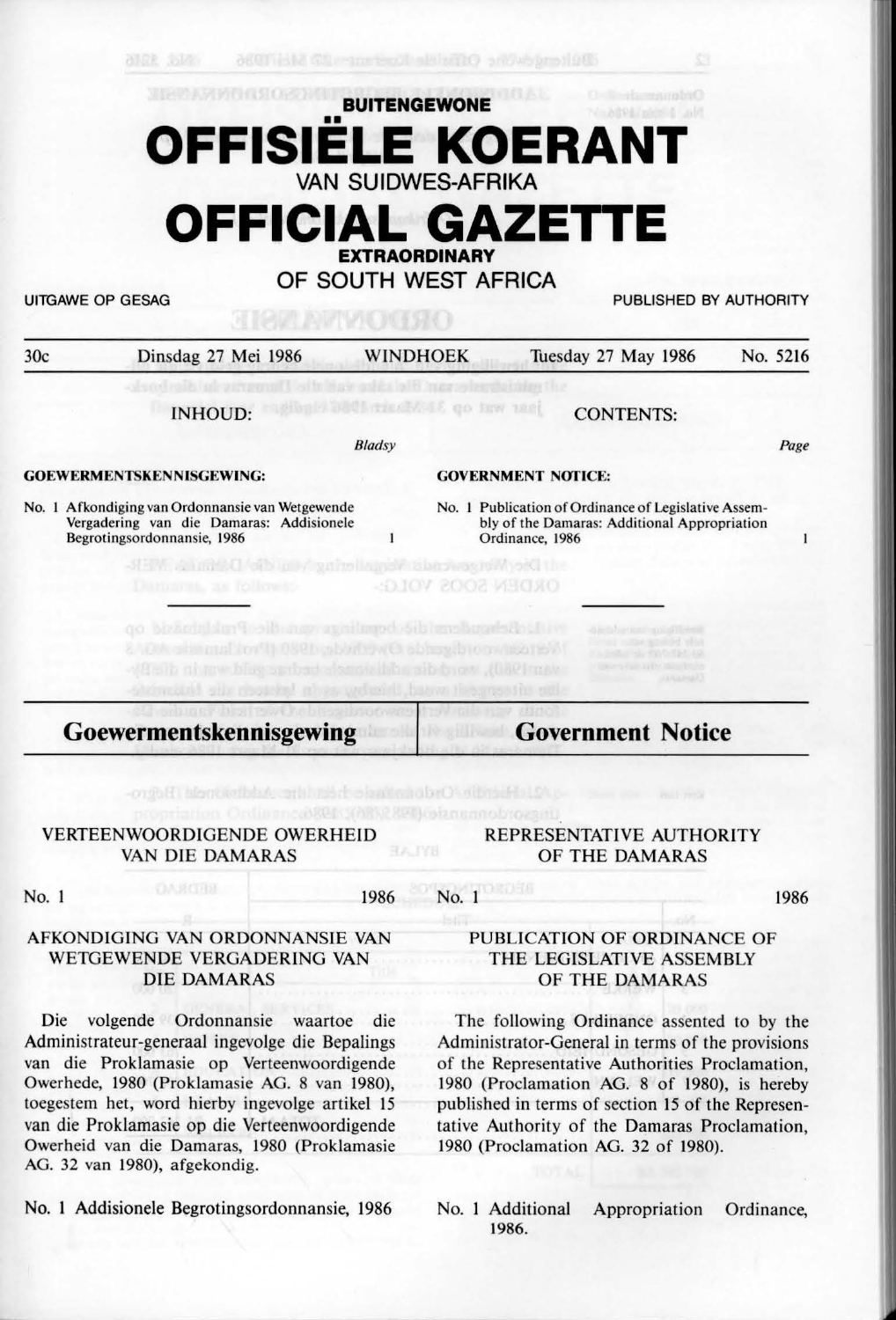**BUITENGEWONE**

# OFFISIËLE KOERANT

VAN SUIDWES-AFRIKA

# OFFICIAL GAZETTE

**EXTRAORDINARY**

OF SOUTH WEST AFRICA

UITGAWE OP GESAG — PUBLISHED BY AUTHORITY

30c — Dinsdag 27 Mei 1986 — WINDHOEK — Tuesday 27 May 1986 — No. 5216

INHOUD: — CONTENTS:

*Bladsy* — *Page*

**GOEWERMENTSKENNISGEWING:**

No. 1 Afkondiging van Ordonnansie van Wetgewende Vergadering van die Damaras: Addisionele Begrotingsordonnansie, 1986 — 1

**GOVERNMENT NOTICE:**

No. 1 Publication of Ordinance of Legislative Assembly of the Damaras: Additional Appropriation Ordinance, 1986 — 1

## Goewermentskennisgewing

VERTEENWOORDIGENDE OWERHEID VAN DIE DAMARAS

No. 1 — 1986

AFKONDIGING VAN ORDONNANSIE VAN WETGEWENDE VERGADERING VAN DIE DAMARAS

Die volgende Ordonnansie waartoe die Administrateur-generaal ingevolge die Bepalings van die Proklamasie op Verteenwoordigende Owerhede, 1980 (Proklamasie AG. 8 van 1980), toegestem het, word hierby ingevolge artikel 15 van die Proklamasie op die Verteenwoordigende Owerheid van die Damaras, 1980 (Proklamasie AG. 32 van 1980), afgekondig.

No. 1 Addisionele Begrotingsordonnansie, 1986

## Government Notice

REPRESENTATIVE AUTHORITY OF THE DAMARAS

No. 1 — 1986

PUBLICATION OF ORDINANCE OF THE LEGISLATIVE ASSEMBLY OF THE DAMARAS

The following Ordinance assented to by the Administrator-General in terms of the provisions of the Representative Authorities Proclamation, 1980 (Proclamation AG. 8 of 1980), is hereby published in terms of section 15 of the Representative Authority of the Damaras Proclamation, 1980 (Proclamation AG. 32 of 1980).

No. 1 Additional Appropriation Ordinance, 1986.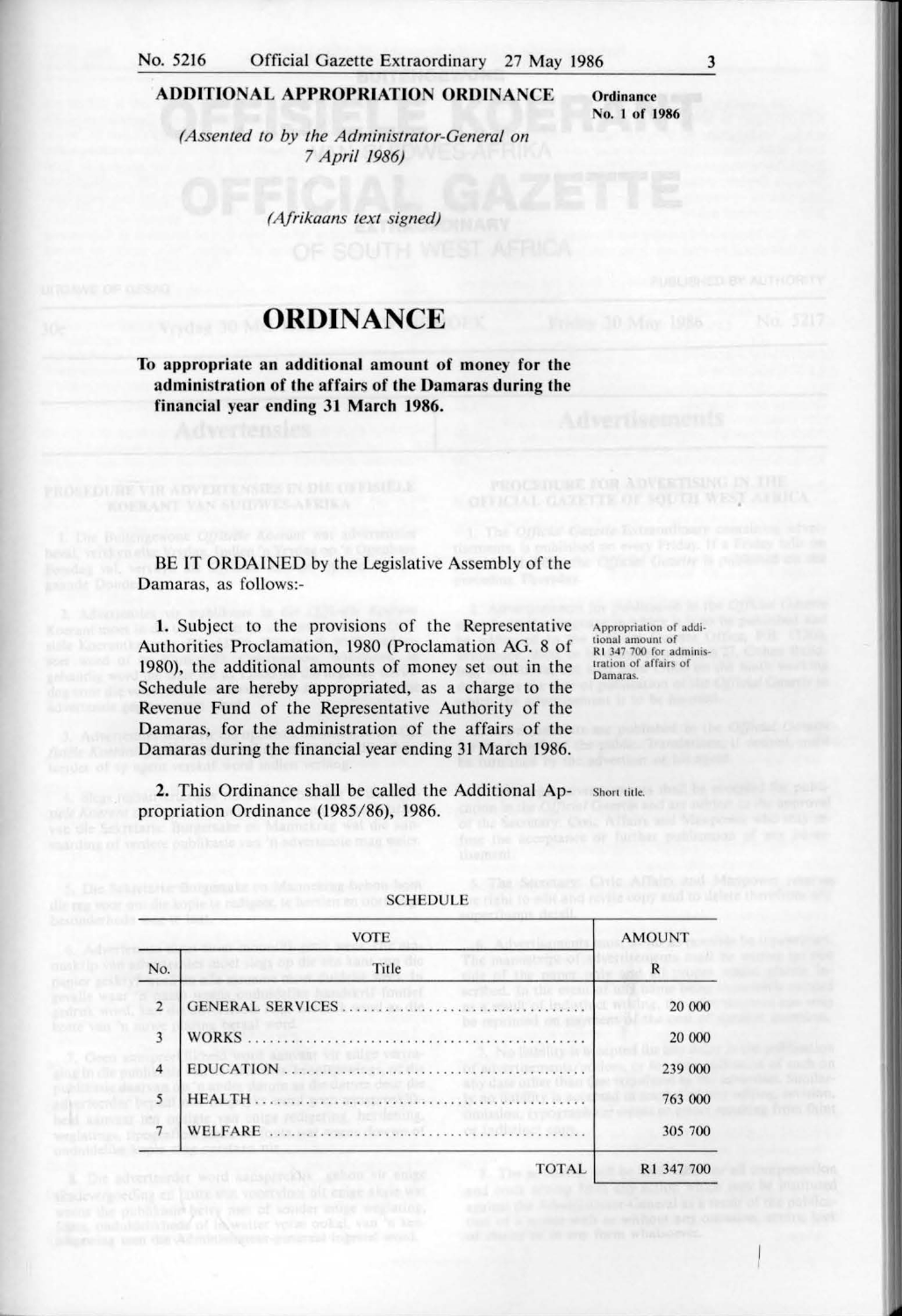## ADDITIONAL APPROPRIATION ORDINANCE

**Ordinance No. 1 of 1986**

*(Assented to by the Administrator-General on 7 April 1986)*

*(Afrikaans text signed)*

# ORDINANCE

**To appropriate an additional amount of money for the administration of the affairs of the Damaras during the financial year ending 31 March 1986.**

BE IT ORDAINED by the Legislative Assembly of the Damaras, as follows:-

*Appropriation of additional amount of R1 347 700 for administration of affairs of Damaras.*

**1.** Subject to the provisions of the Representative Authorities Proclamation, 1980 (Proclamation AG. 8 of 1980), the additional amounts of money set out in the Schedule are hereby appropriated, as a charge to the Revenue Fund of the Representative Authority of the Damaras, for the administration of the affairs of the Damaras during the financial year ending 31 March 1986.

*Short title.*

**2.** This Ordinance shall be called the Additional Appropriation Ordinance (1985/86), 1986.

SCHEDULE

| VOTE | | AMOUNT |
|---|---|---|
| No. | Title | R |
| 2 | GENERAL SERVICES | 20 000 |
| 3 | WORKS | 20 000 |
| 4 | EDUCATION | 239 000 |
| 5 | HEALTH | 763 000 |
| 7 | WELFARE | 305 700 |
| | TOTAL | R1 347 700 |